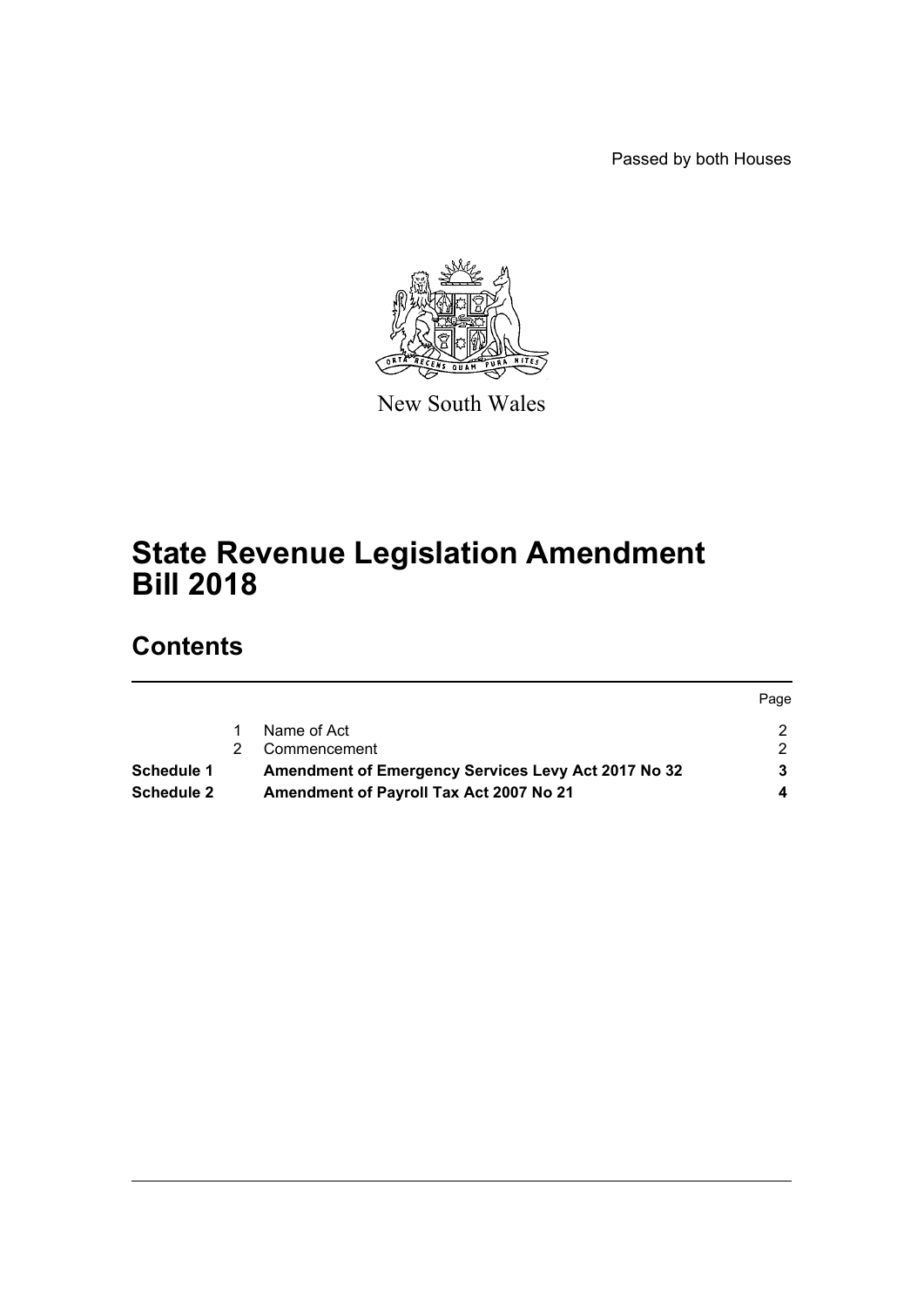Passed by both Houses

New South Wales

# State Revenue Legislation Amendment Bill 2018

## Contents

| | | | Page |
|---|---|---|---|
| | 1 | Name of Act | 2 |
| | 2 | Commencement | 2 |
| **Schedule 1** | | **Amendment of Emergency Services Levy Act 2017 No 32** | **3** |
| **Schedule 2** | | **Amendment of Payroll Tax Act 2007 No 21** | **4** |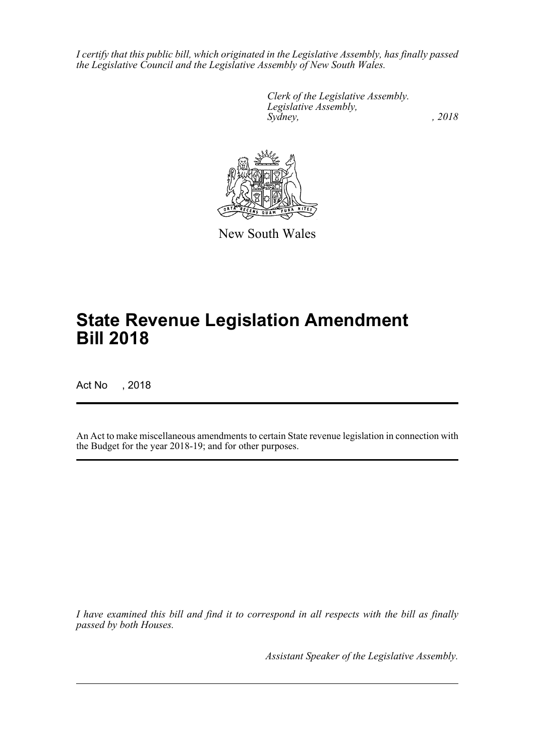*I certify that this public bill, which originated in the Legislative Assembly, has finally passed the Legislative Council and the Legislative Assembly of New South Wales.*

*Clerk of the Legislative Assembly.*
*Legislative Assembly,*
*Sydney, , 2018*

New South Wales

# State Revenue Legislation Amendment Bill 2018

Act No , 2018

An Act to make miscellaneous amendments to certain State revenue legislation in connection with the Budget for the year 2018-19; and for other purposes.

*I have examined this bill and find it to correspond in all respects with the bill as finally passed by both Houses.*

*Assistant Speaker of the Legislative Assembly.*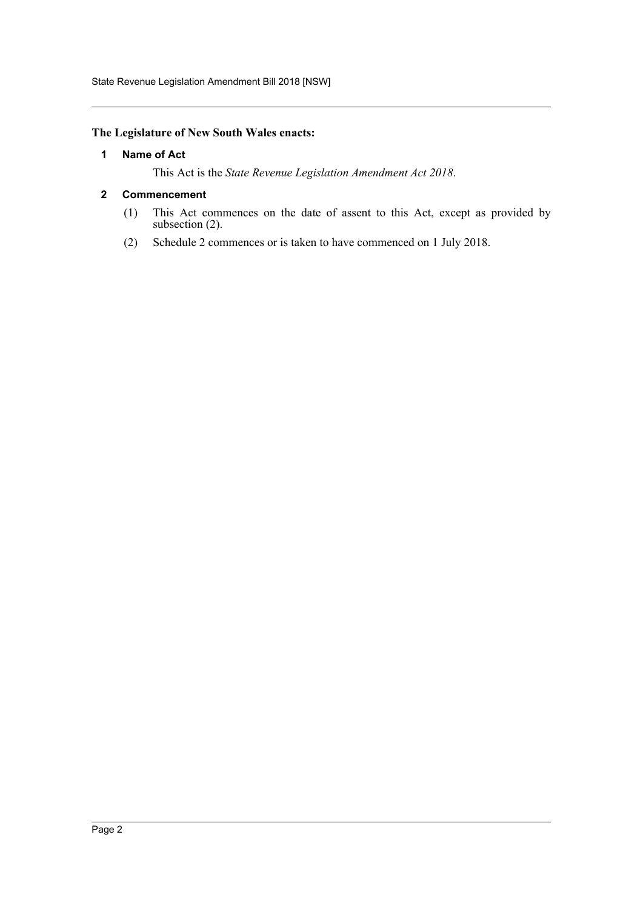**The Legislature of New South Wales enacts:**

### 1 Name of Act

This Act is the *State Revenue Legislation Amendment Act 2018*.

### 2 Commencement

(1) This Act commences on the date of assent to this Act, except as provided by subsection (2).

(2) Schedule 2 commences or is taken to have commenced on 1 July 2018.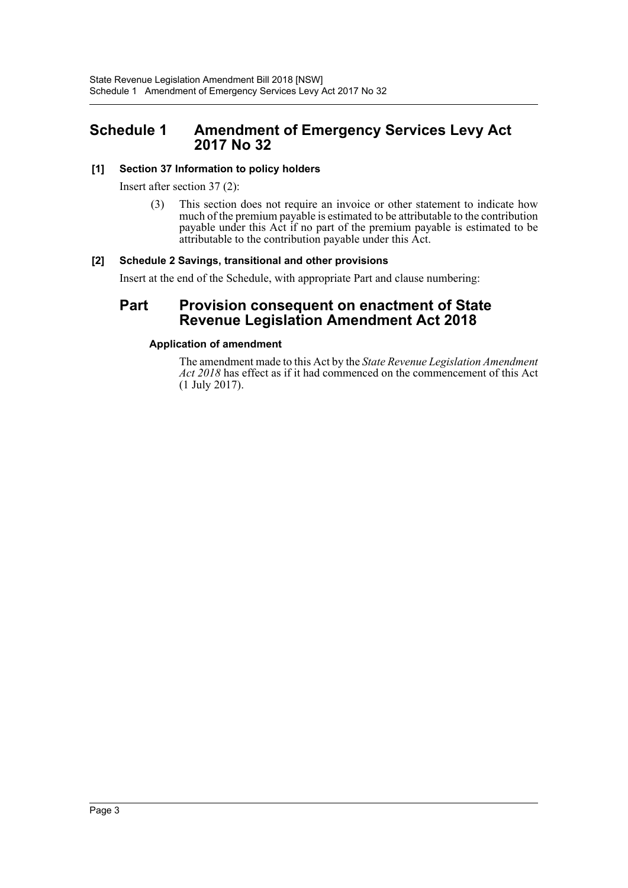# Schedule 1 Amendment of Emergency Services Levy Act 2017 No 32

### [1] Section 37 Information to policy holders

Insert after section 37 (2):

(3) This section does not require an invoice or other statement to indicate how much of the premium payable is estimated to be attributable to the contribution payable under this Act if no part of the premium payable is estimated to be attributable to the contribution payable under this Act.

### [2] Schedule 2 Savings, transitional and other provisions

Insert at the end of the Schedule, with appropriate Part and clause numbering:

## Part Provision consequent on enactment of State Revenue Legislation Amendment Act 2018

#### Application of amendment

The amendment made to this Act by the *State Revenue Legislation Amendment Act 2018* has effect as if it had commenced on the commencement of this Act (1 July 2017).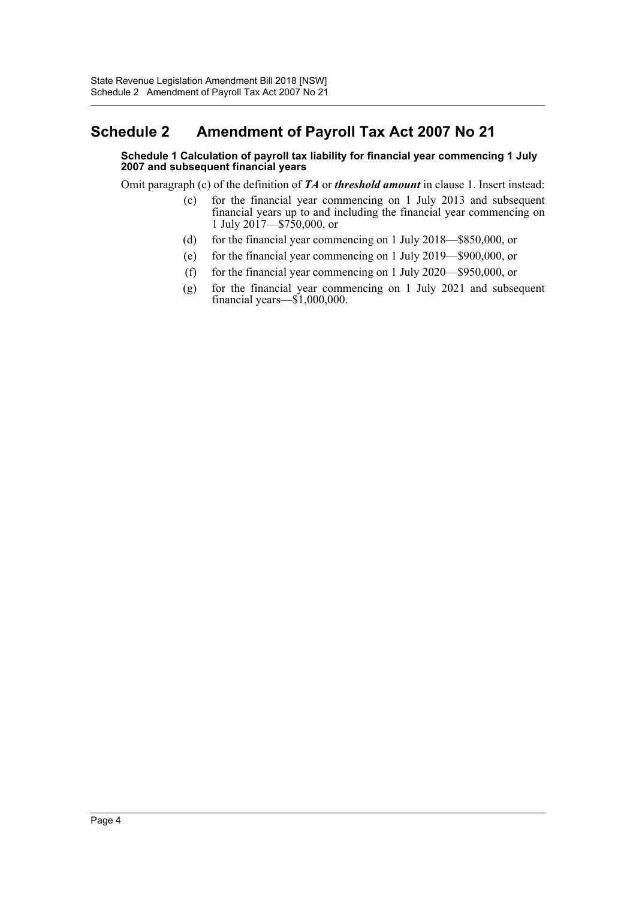# Schedule 2 Amendment of Payroll Tax Act 2007 No 21

#### Schedule 1 Calculation of payroll tax liability for financial year commencing 1 July 2007 and subsequent financial years

Omit paragraph (c) of the definition of ***TA*** or ***threshold amount*** in clause 1. Insert instead:

(c) for the financial year commencing on 1 July 2013 and subsequent financial years up to and including the financial year commencing on 1 July 2017—$750,000, or

(d) for the financial year commencing on 1 July 2018—$850,000, or

(e) for the financial year commencing on 1 July 2019—$900,000, or

(f) for the financial year commencing on 1 July 2020—$950,000, or

(g) for the financial year commencing on 1 July 2021 and subsequent financial years—$1,000,000.